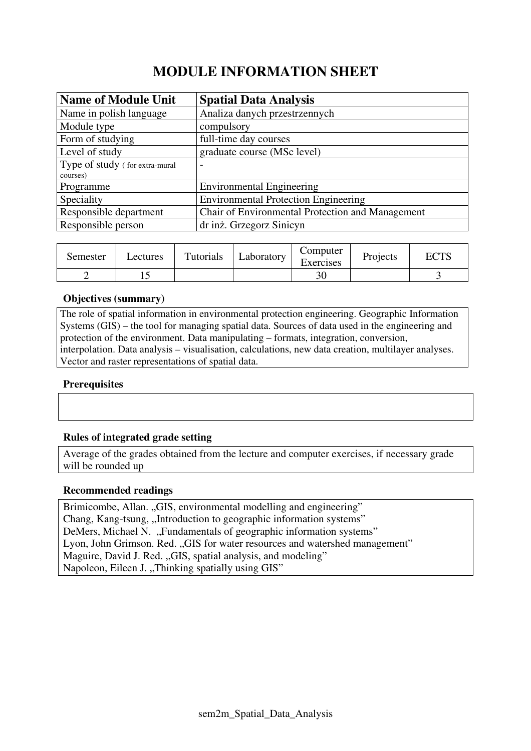# MODULE INFORMATION SHEET

| **Name of Module Unit** | **Spatial Data Analysis** |
|---|---|
| Name in polish language | Analiza danych przestrzennych |
| Module type | compulsory |
| Form of studying | full-time day courses |
| Level of study | graduate course (MSc level) |
| Type of study ( for extra-mural courses) | - |
| Programme | Environmental Engineering |
| Speciality | Environmental Protection Engineering |
| Responsible department | Chair of Environmental Protection and Management |
| Responsible person | dr inż. Grzegorz Sinicyn |

| Semester | Lectures | Tutorials | Laboratory | Computer Exercises | Projects | ECTS |
|---|---|---|---|---|---|---|
| 2 | 15 | | | 30 | | 3 |

### Objectives (summary)

The role of spatial information in environmental protection engineering. Geographic Information Systems (GIS) – the tool for managing spatial data. Sources of data used in the engineering and protection of the environment. Data manipulating – formats, integration, conversion, interpolation. Data analysis – visualisation, calculations, new data creation, multilayer analyses. Vector and raster representations of spatial data.

### Prerequisites

### Rules of integrated grade setting

Average of the grades obtained from the lecture and computer exercises, if necessary grade will be rounded up

### Recommended readings

Brimicombe, Allan. „GIS, environmental modelling and engineering”
Chang, Kang-tsung, „Introduction to geographic information systems”
DeMers, Michael N. „Fundamentals of geographic information systems”
Lyon, John Grimson. Red. „GIS for water resources and watershed management”
Maguire, David J. Red. „GIS, spatial analysis, and modeling”
Napoleon, Eileen J. „Thinking spatially using GIS”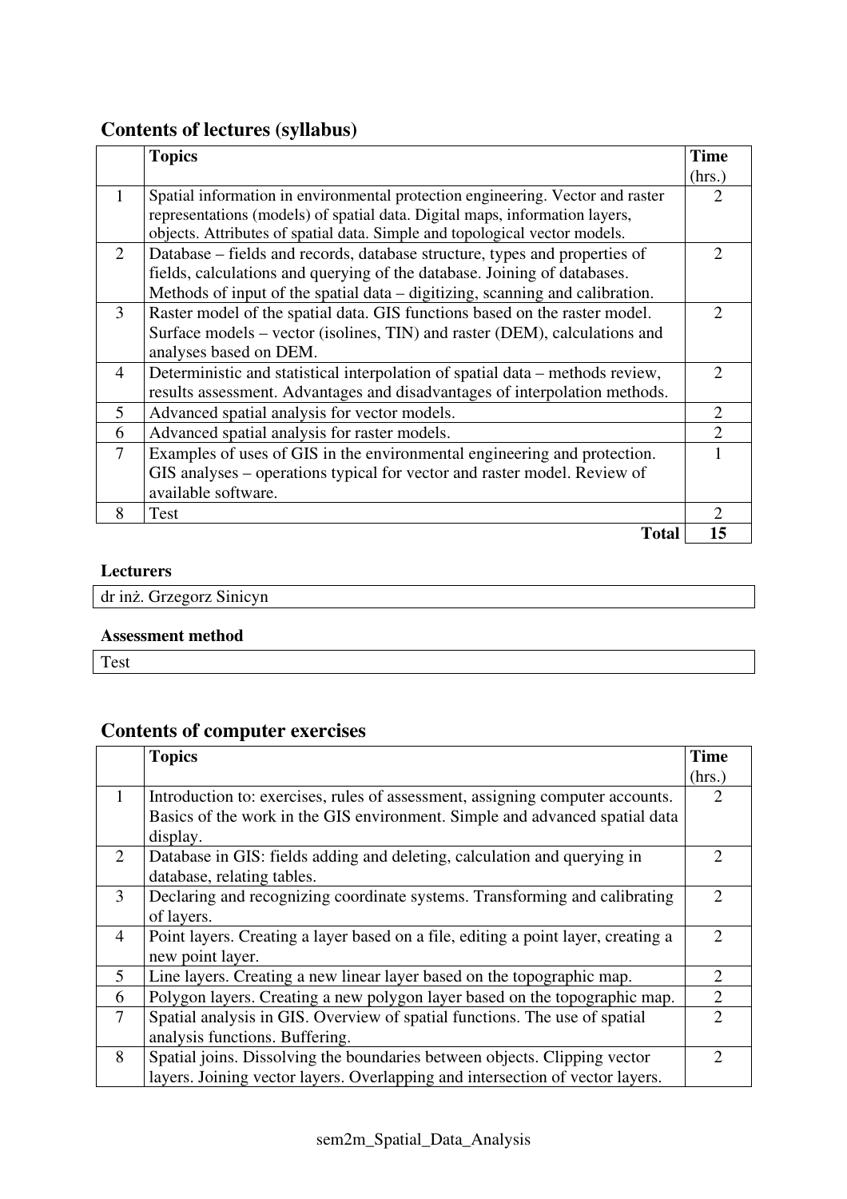## Contents of lectures (syllabus)

| | Topics | Time (hrs.) |
|---|---|---|
| 1 | Spatial information in environmental protection engineering. Vector and raster representations (models) of spatial data. Digital maps, information layers, objects. Attributes of spatial data. Simple and topological vector models. | 2 |
| 2 | Database – fields and records, database structure, types and properties of fields, calculations and querying of the database. Joining of databases. Methods of input of the spatial data – digitizing, scanning and calibration. | 2 |
| 3 | Raster model of the spatial data. GIS functions based on the raster model. Surface models – vector (isolines, TIN) and raster (DEM), calculations and analyses based on DEM. | 2 |
| 4 | Deterministic and statistical interpolation of spatial data – methods review, results assessment. Advantages and disadvantages of interpolation methods. | 2 |
| 5 | Advanced spatial analysis for vector models. | 2 |
| 6 | Advanced spatial analysis for raster models. | 2 |
| 7 | Examples of uses of GIS in the environmental engineering and protection. GIS analyses – operations typical for vector and raster model. Review of available software. | 1 |
| 8 | Test | 2 |
| | **Total** | **15** |

### Lecturers

dr inż. Grzegorz Sinicyn

### Assessment method

Test

## Contents of computer exercises

| | Topics | Time (hrs.) |
|---|---|---|
| 1 | Introduction to: exercises, rules of assessment, assigning computer accounts. Basics of the work in the GIS environment. Simple and advanced spatial data display. | 2 |
| 2 | Database in GIS: fields adding and deleting, calculation and querying in database, relating tables. | 2 |
| 3 | Declaring and recognizing coordinate systems. Transforming and calibrating of layers. | 2 |
| 4 | Point layers. Creating a layer based on a file, editing a point layer, creating a new point layer. | 2 |
| 5 | Line layers. Creating a new linear layer based on the topographic map. | 2 |
| 6 | Polygon layers. Creating a new polygon layer based on the topographic map. | 2 |
| 7 | Spatial analysis in GIS. Overview of spatial functions. The use of spatial analysis functions. Buffering. | 2 |
| 8 | Spatial joins. Dissolving the boundaries between objects. Clipping vector layers. Joining vector layers. Overlapping and intersection of vector layers. | 2 |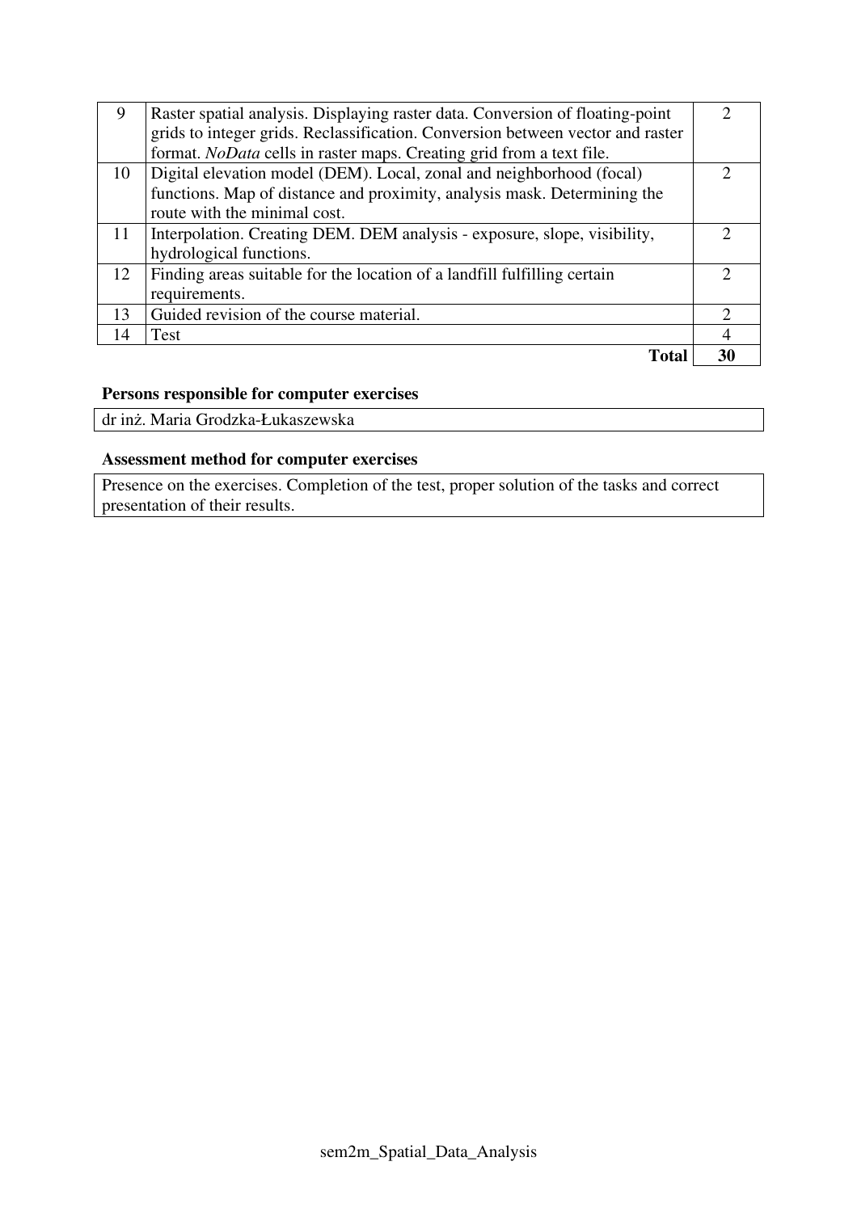| | | |
|---|---|---|
| 9 | Raster spatial analysis. Displaying raster data. Conversion of floating-point grids to integer grids. Reclassification. Conversion between vector and raster format. *NoData* cells in raster maps. Creating grid from a text file. | 2 |
| 10 | Digital elevation model (DEM). Local, zonal and neighborhood (focal) functions. Map of distance and proximity, analysis mask. Determining the route with the minimal cost. | 2 |
| 11 | Interpolation. Creating DEM. DEM analysis - exposure, slope, visibility, hydrological functions. | 2 |
| 12 | Finding areas suitable for the location of a landfill fulfilling certain requirements. | 2 |
| 13 | Guided revision of the course material. | 2 |
| 14 | Test | 4 |
| | **Total** | **30** |

**Persons responsible for computer exercises**

dr inż. Maria Grodzka-Łukaszewska

**Assessment method for computer exercises**

Presence on the exercises. Completion of the test, proper solution of the tasks and correct presentation of their results.